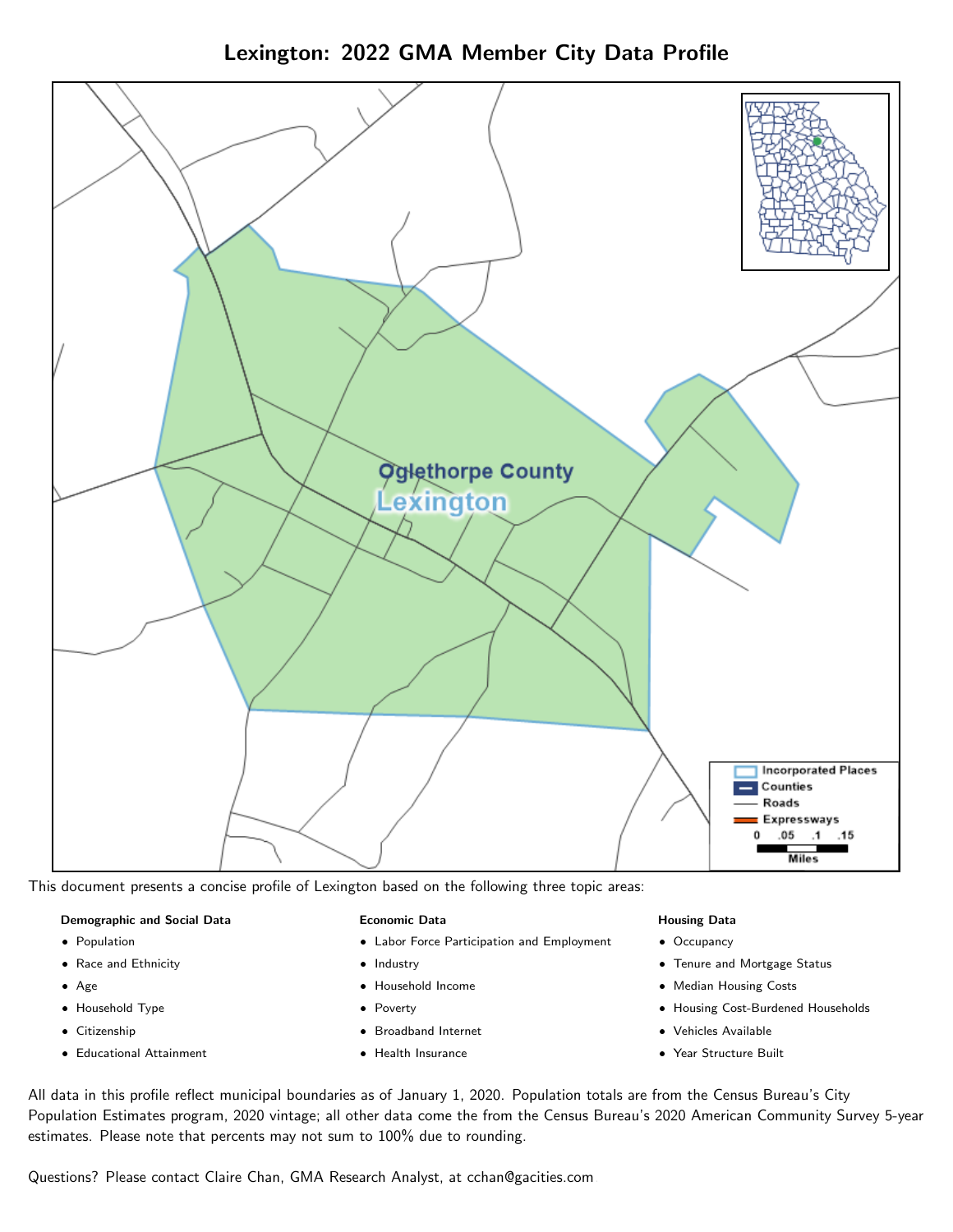# Lexington: 2022 GMA Member City Data Profile

This document presents a concise profile of Lexington based on the following three topic areas:

**Demographic and Social Data**

- Population
- Race and Ethnicity
- Age
- Household Type
- Citizenship
- Educational Attainment

**Economic Data**

- Labor Force Participation and Employment
- Industry
- Household Income
- Poverty
- Broadband Internet
- Health Insurance

**Housing Data**

- Occupancy
- Tenure and Mortgage Status
- Median Housing Costs
- Housing Cost-Burdened Households
- Vehicles Available
- Year Structure Built

All data in this profile reflect municipal boundaries as of January 1, 2020. Population totals are from the Census Bureau's City Population Estimates program, 2020 vintage; all other data come the from the Census Bureau's 2020 American Community Survey 5-year estimates. Please note that percents may not sum to 100% due to rounding.

Questions? Please contact Claire Chan, GMA Research Analyst, at cchan@gacities.com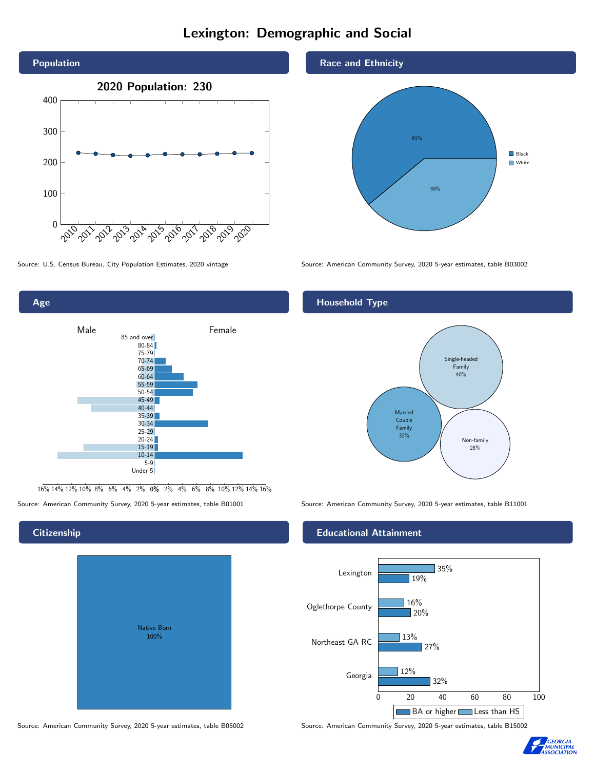# Lexington: Demographic and Social

## Population

**2020 Population: 230**

| Year | Population |
|---|---|
| 2010 | 231 |
| 2011 | 228 |
| 2012 | 224 |
| 2013 | 221 |
| 2014 | 223 |
| 2015 | 227 |
| 2016 | 226 |
| 2017 | 226 |
| 2018 | 228 |
| 2019 | 230 |
| 2020 | 230 |

Source: U.S. Census Bureau, City Population Estimates, 2020 vintage

## Race and Ethnicity

| Race | Percent |
|---|---|
| Black | 61% |
| White | 39% |

Source: American Community Survey, 2020 5-year estimates, table B03002

## Age

Male / Female

Age groups: 85 and over, 80-84, 75-79, 70-74, 65-69, 60-64, 55-59, 50-54, 45-49, 40-44, 35-39, 30-34, 25-29, 20-24, 15-19, 10-14, 5-9, Under 5

Source: American Community Survey, 2020 5-year estimates, table B01001

## Household Type

| Household Type | Percent |
|---|---|
| Single-headed Family | 40% |
| Married Couple Family | 32% |
| Non-family | 28% |

Source: American Community Survey, 2020 5-year estimates, table B11001

## Citizenship

| Citizenship | Percent |
|---|---|
| Native Born | 100% |

Source: American Community Survey, 2020 5-year estimates, table B05002

## Educational Attainment

| Area | Less than HS | BA or higher |
|---|---|---|
| Lexington | 35% | 19% |
| Oglethorpe County | 16% | 20% |
| Northeast GA RC | 13% | 27% |
| Georgia | 12% | 32% |

Source: American Community Survey, 2020 5-year estimates, table B15002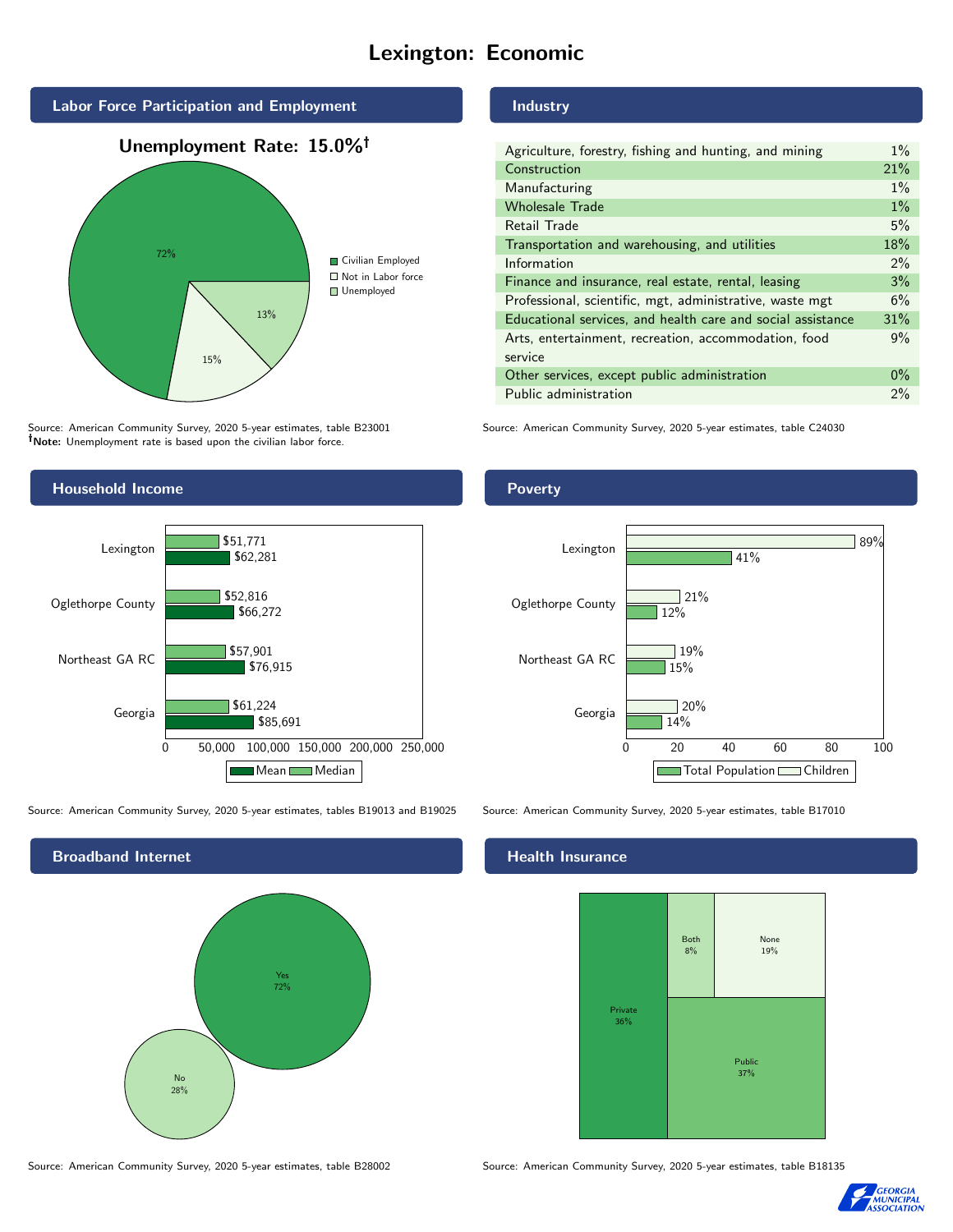# Lexington: Economic

## Labor Force Participation and Employment

**Unemployment Rate: 15.0%†**

| Category | Percent |
|---|---|
| Civilian Employed | 72% |
| Not in Labor force | 15% |
| Unemployed | 13% |

Source: American Community Survey, 2020 5-year estimates, table B23001
**†Note:** Unemployment rate is based upon the civilian labor force.

## Industry

| Industry | Percent |
|---|---|
| Agriculture, forestry, fishing and hunting, and mining | 1% |
| Construction | 21% |
| Manufacturing | 1% |
| Wholesale Trade | 1% |
| Retail Trade | 5% |
| Transportation and warehousing, and utilities | 18% |
| Information | 2% |
| Finance and insurance, real estate, rental, leasing | 3% |
| Professional, scientific, mgt, administrative, waste mgt | 6% |
| Educational services, and health care and social assistance | 31% |
| Arts, entertainment, recreation, accommodation, food service | 9% |
| Other services, except public administration | 0% |
| Public administration | 2% |

Source: American Community Survey, 2020 5-year estimates, table C24030

## Household Income

| | Median | Mean |
|---|---|---|
| Lexington | $51,771 | $62,281 |
| Oglethorpe County | $52,816 | $66,272 |
| Northeast GA RC | $57,901 | $76,915 |
| Georgia | $61,224 | $85,691 |

Source: American Community Survey, 2020 5-year estimates, tables B19013 and B19025

## Poverty

| | Children | Total Population |
|---|---|---|
| Lexington | 89% | 41% |
| Oglethorpe County | 21% | 12% |
| Northeast GA RC | 19% | 15% |
| Georgia | 20% | 14% |

Source: American Community Survey, 2020 5-year estimates, table B17010

## Broadband Internet

| | Percent |
|---|---|
| Yes | 72% |
| No | 28% |

Source: American Community Survey, 2020 5-year estimates, table B28002

## Health Insurance

| | Percent |
|---|---|
| Private | 36% |
| Public | 37% |
| Both | 8% |
| None | 19% |

Source: American Community Survey, 2020 5-year estimates, table B18135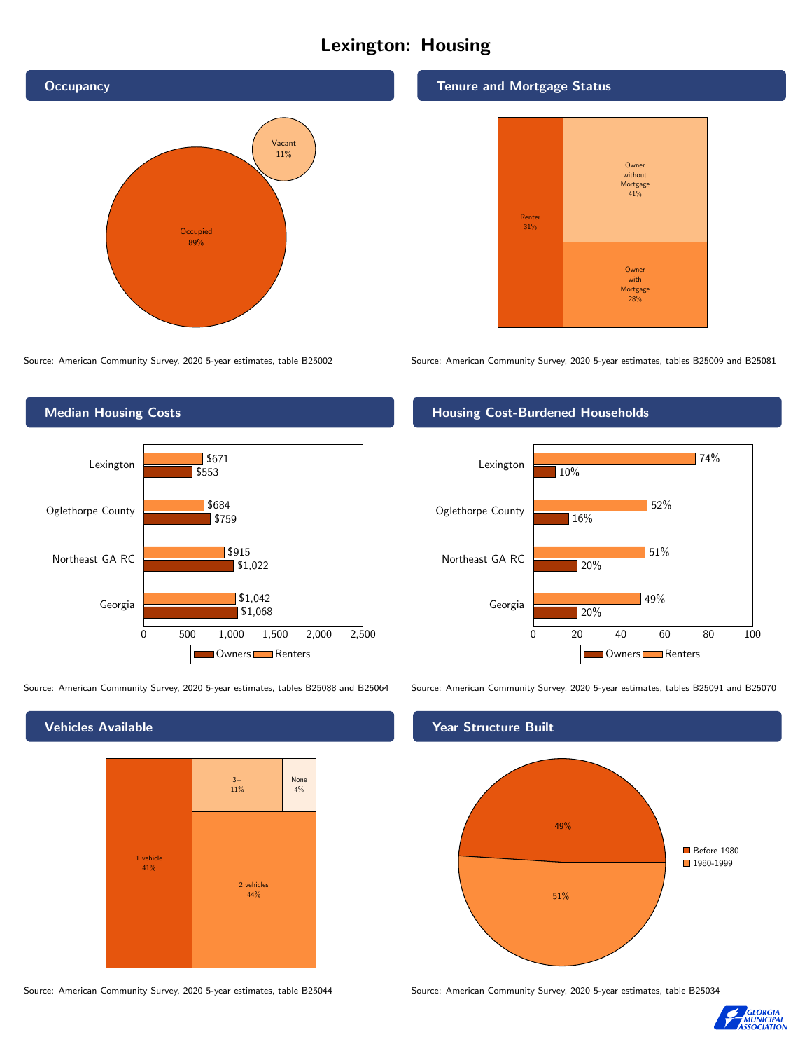# Lexington: Housing

## Occupancy

Vacant
11%

Occupied
89%

Source: American Community Survey, 2020 5-year estimates, table B25002

## Tenure and Mortgage Status

Renter
31%

Owner
without
Mortgage
41%

Owner
with
Mortgage
28%

Source: American Community Survey, 2020 5-year estimates, tables B25009 and B25081

## Median Housing Costs

Lexington
$671
$553

Oglethorpe County
$684
$759

Northeast GA RC
$915
$1,022

Georgia
$1,042
$1,068

0
500
1,000
1,500
2,000
2,500

Owners
Renters

Source: American Community Survey, 2020 5-year estimates, tables B25088 and B25064

## Housing Cost-Burdened Households

Lexington
74%
10%

Oglethorpe County
52%
16%

Northeast GA RC
51%
20%

Georgia
49%
20%

0
20
40
60
80
100

Owners
Renters

Source: American Community Survey, 2020 5-year estimates, tables B25091 and B25070

## Vehicles Available

1 vehicle
41%

3+
11%

None
4%

2 vehicles
44%

Source: American Community Survey, 2020 5-year estimates, table B25044

## Year Structure Built

49%

51%

Before 1980
1980-1999

Source: American Community Survey, 2020 5-year estimates, table B25034